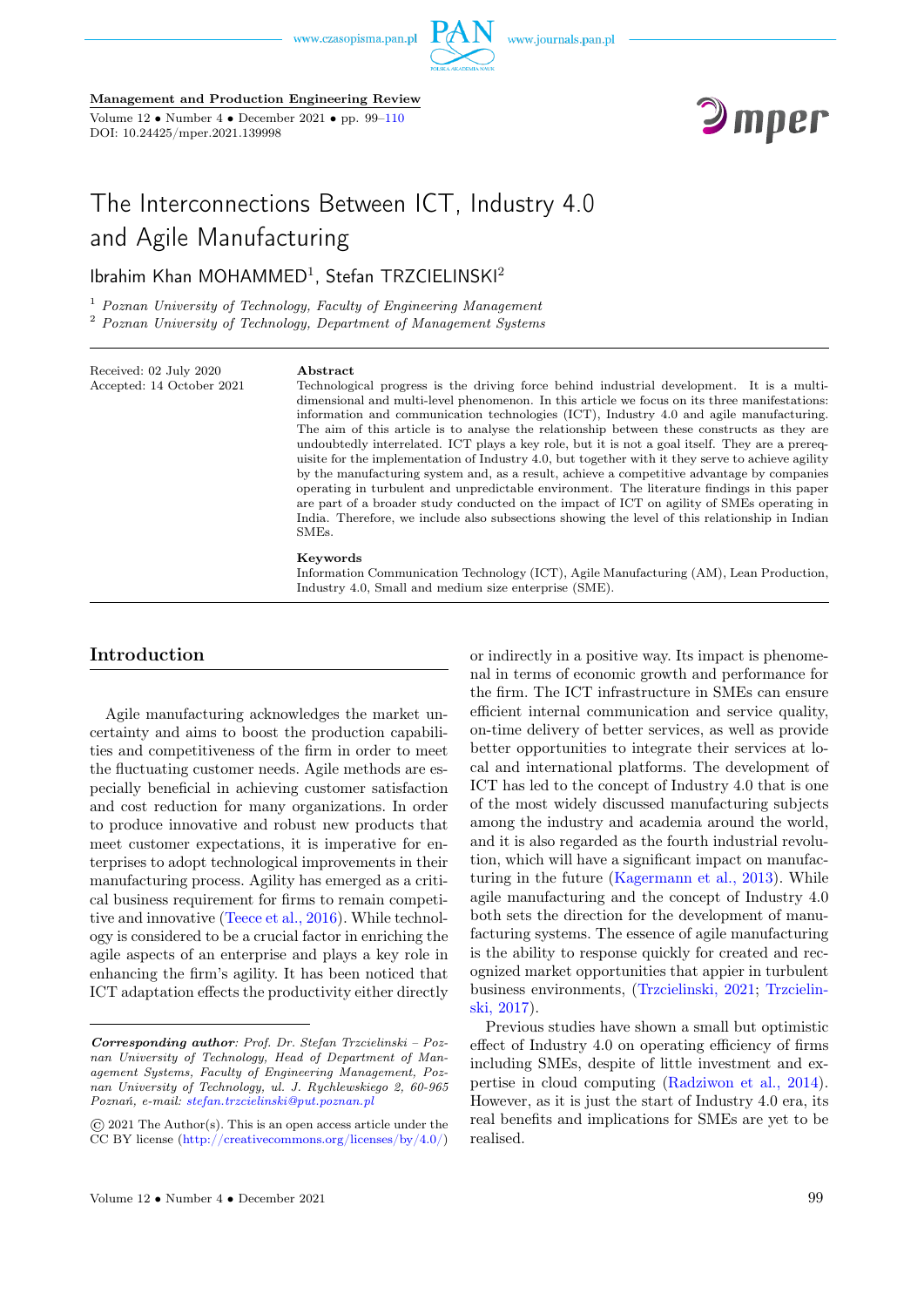**Management and Production Engineering Review**

Volume 12 • Number 4 • December 2021 • pp. 99–110
DOI: 10.24425/mper.2021.139998

# The Interconnections Between ICT, Industry 4.0 and Agile Manufacturing

Ibrahim Khan MOHAMMED[1], Stefan TRZCIELINSKI[2]

[1] *Poznan University of Technology, Faculty of Engineering Management*
[2] *Poznan University of Technology, Department of Management Systems*

Received: 02 July 2020
Accepted: 14 October 2021

**Abstract**

Technological progress is the driving force behind industrial development. It is a multi-dimensional and multi-level phenomenon. In this article we focus on its three manifestations: information and communication technologies (ICT), Industry 4.0 and agile manufacturing. The aim of this article is to analyse the relationship between these constructs as they are undoubtedly interrelated. ICT plays a key role, but it is not a goal itself. They are a prerequisite for the implementation of Industry 4.0, but together with it they serve to achieve agility by the manufacturing system and, as a result, achieve a competitive advantage by companies operating in turbulent and unpredictable environment. The literature findings in this paper are part of a broader study conducted on the impact of ICT on agility of SMEs operating in India. Therefore, we include also subsections showing the level of this relationship in Indian SMEs.

**Keywords**

Information Communication Technology (ICT), Agile Manufacturing (AM), Lean Production, Industry 4.0, Small and medium size enterprise (SME).

## Introduction

Agile manufacturing acknowledges the market uncertainty and aims to boost the production capabilities and competitiveness of the firm in order to meet the fluctuating customer needs. Agile methods are especially beneficial in achieving customer satisfaction and cost reduction for many organizations. In order to produce innovative and robust new products that meet customer expectations, it is imperative for enterprises to adopt technological improvements in their manufacturing process. Agility has emerged as a critical business requirement for firms to remain competitive and innovative (Teece et al., 2016). While technology is considered to be a crucial factor in enriching the agile aspects of an enterprise and plays a key role in enhancing the firm's agility. It has been noticed that ICT adaptation effects the productivity either directly or indirectly in a positive way. Its impact is phenomenal in terms of economic growth and performance for the firm. The ICT infrastructure in SMEs can ensure efficient internal communication and service quality, on-time delivery of better services, as well as provide better opportunities to integrate their services at local and international platforms. The development of ICT has led to the concept of Industry 4.0 that is one of the most widely discussed manufacturing subjects among the industry and academia around the world, and it is also regarded as the fourth industrial revolution, which will have a significant impact on manufacturing in the future (Kagermann et al., 2013). While agile manufacturing and the concept of Industry 4.0 both sets the direction for the development of manufacturing systems. The essence of agile manufacturing is the ability to response quickly for created and recognized market opportunities that appier in turbulent business environments, (Trzcielinski, 2021; Trzcielinski, 2017).

Previous studies have shown a small but optimistic effect of Industry 4.0 on operating efficiency of firms including SMEs, despite of little investment and expertise in cloud computing (Radziwon et al., 2014). However, as it is just the start of Industry 4.0 era, its real benefits and implications for SMEs are yet to be realised.

---

***Corresponding author**: Prof. Dr. Stefan Trzcielinski – Poznan University of Technology, Head of Department of Management Systems, Faculty of Engineering Management, Poznan University of Technology, ul. J. Rychlewskiego 2, 60-965 Poznań, e-mail: stefan.trzcielinski@put.poznan.pl*

© 2021 The Author(s). This is an open access article under the CC BY license (http://creativecommons.org/licenses/by/4.0/)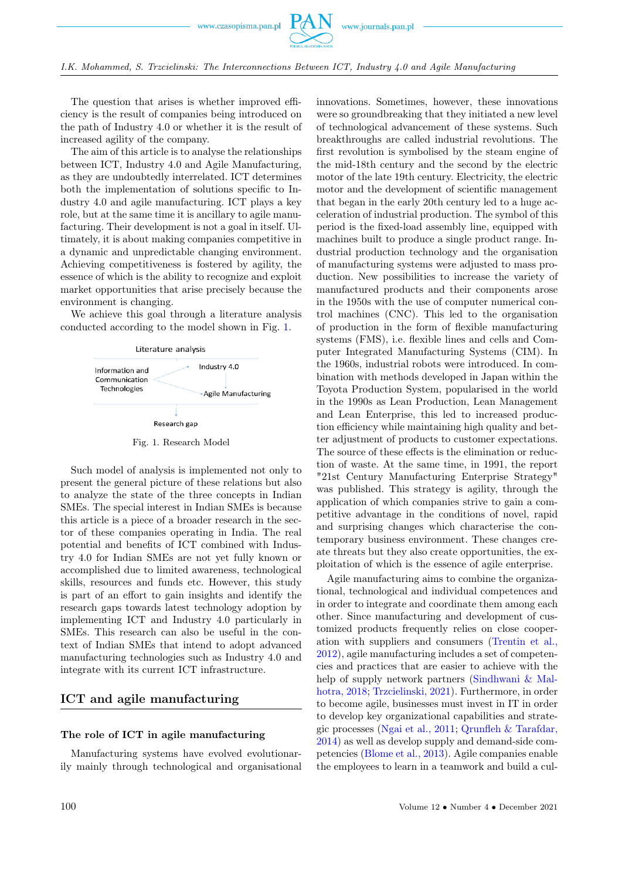The question that arises is whether improved efficiency is the result of companies being introduced on the path of Industry 4.0 or whether it is the result of increased agility of the company.

The aim of this article is to analyse the relationships between ICT, Industry 4.0 and Agile Manufacturing, as they are undoubtedly interrelated. ICT determines both the implementation of solutions specific to Industry 4.0 and agile manufacturing. ICT plays a key role, but at the same time it is ancillary to agile manufacturing. Their development is not a goal in itself. Ultimately, it is about making companies competitive in a dynamic and unpredictable changing environment. Achieving competitiveness is fostered by agility, the essence of which is the ability to recognize and exploit market opportunities that arise precisely because the environment is changing.

We achieve this goal through a literature analysis conducted according to the model shown in Fig. 1.

Literature analysis

Information and Communication Technologies → Industry 4.0; Agile Manufacturing → Research gap

Fig. 1. Research Model

Such model of analysis is implemented not only to present the general picture of these relations but also to analyze the state of the three concepts in Indian SMEs. The special interest in Indian SMEs is because this article is a piece of a broader research in the sector of these companies operating in India. The real potential and benefits of ICT combined with Industry 4.0 for Indian SMEs are not yet fully known or accomplished due to limited awareness, technological skills, resources and funds etc. However, this study is part of an effort to gain insights and identify the research gaps towards latest technology adoption by implementing ICT and Industry 4.0 particularly in SMEs. This research can also be useful in the context of Indian SMEs that intend to adopt advanced manufacturing technologies such as Industry 4.0 and integrate with its current ICT infrastructure.

## ICT and agile manufacturing

### The role of ICT in agile manufacturing

Manufacturing systems have evolved evolutionarily mainly through technological and organisational innovations. Sometimes, however, these innovations were so groundbreaking that they initiated a new level of technological advancement of these systems. Such breakthroughs are called industrial revolutions. The first revolution is symbolised by the steam engine of the mid-18th century and the second by the electric motor of the late 19th century. Electricity, the electric motor and the development of scientific management that began in the early 20th century led to a huge acceleration of industrial production. The symbol of this period is the fixed-load assembly line, equipped with machines built to produce a single product range. Industrial production technology and the organisation of manufacturing systems were adjusted to mass production. New possibilities to increase the variety of manufactured products and their components arose in the 1950s with the use of computer numerical control (CNC). This led to the organisation of production in the form of flexible manufacturing systems (FMS), i.e. flexible lines and cells and Computer Integrated Manufacturing Systems (CIM). In the 1960s, industrial robots were introduced. In combination with methods developed in Japan within the Toyota Production System, popularised in the world in the 1990s as Lean Production, Lean Management and Lean Enterprise, this led to increased production efficiency while maintaining high quality and better adjustment of products to customer expectations. The source of these effects is the elimination or reduction of waste. At the same time, in 1991, the report "21st Century Manufacturing Enterprise Strategy" was published. This strategy is agility, through the application of which companies strive to gain a competitive advantage in the conditions of novel, rapid and surprising changes which characterise the contemporary business environment. These changes create threats but they also create opportunities, the exploitation of which is the essence of agile enterprise.

Agile manufacturing aims to combine the organizational, technological and individual competences and in order to integrate and coordinate them among each other. Since manufacturing and development of customized products frequently relies on close cooperation with suppliers and consumers (Trentin et al., 2012), agile manufacturing includes a set of competencies and practices that are easier to achieve with the help of supply network partners (Sindhwani & Malhotra, 2018; Trzcielinski, 2021). Furthermore, in order to become agile, businesses must invest in IT in order to develop key organizational capabilities and strategic processes (Ngai et al., 2011; Qrunfleh & Tarafdar, 2014) as well as develop supply and demand-side competencies (Blome et al., 2013). Agile companies enable the employees to learn in a teamwork and build a cul-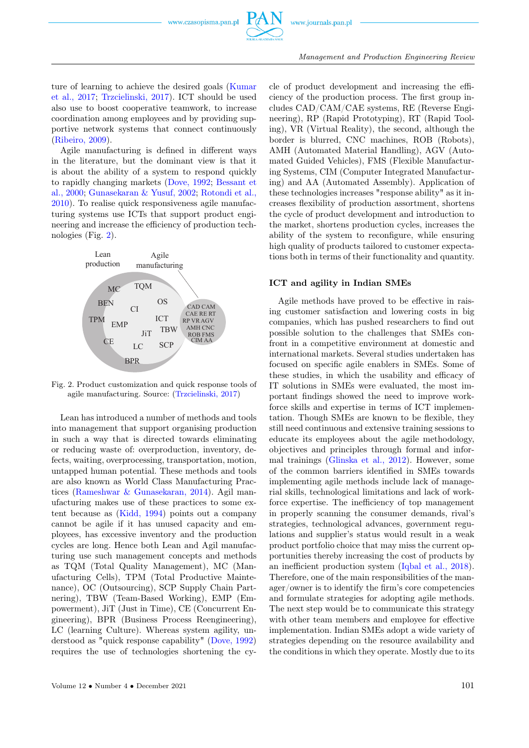ture of learning to achieve the desired goals (Kumar et al., 2017; Trzcielinski, 2017). ICT should be used also use to boost cooperative teamwork, to increase coordination among employees and by providing supportive network systems that connect continuously (Ribeiro, 2009).

Agile manufacturing is defined in different ways in the literature, but the dominant view is that it is about the ability of a system to respond quickly to rapidly changing markets (Dove, 1992; Bessant et al., 2000; Gunasekaran & Yusuf, 2002; Rotondi et al., 2010). To realise quick responsiveness agile manufacturing systems use ICTs that support product engineering and increase the efficiency of production technologies (Fig. 2).

Fig. 2. Product customization and quick response tools of agile manufacturing. Source: (Trzcielinski, 2017)

Lean has introduced a number of methods and tools into management that support organising production in such a way that is directed towards eliminating or reducing waste of: overproduction, inventory, defects, waiting, overprocessing, transportation, motion, untapped human potential. These methods and tools are also known as World Class Manufacturing Practices (Rameshwar & Gunasekaran, 2014). Agil manufacturing makes use of these practices to some extent because as (Kidd, 1994) points out a company cannot be agile if it has unused capacity and employees, has excessive inventory and the production cycles are long. Hence both Lean and Agil manufacturing use such management concepts and methods as TQM (Total Quality Management), MC (Manufacturing Cells), TPM (Total Productive Maintenance), OC (Outsourcing), SCP Supply Chain Partnering), TBW (Team-Based Working), EMP (Empowerment), JiT (Just in Time), CE (Concurrent Engineering), BPR (Business Process Reengineering), LC (learning Culture). Whereas system agility, understood as "quick response capability" (Dove, 1992) requires the use of technologies shortening the cycle of product development and increasing the efficiency of the production process. The first group includes CAD/CAM/CAE systems, RE (Reverse Engineering), RP (Rapid Prototyping), RT (Rapid Tooling), VR (Virtual Reality), the second, although the border is blurred, CNC machines, ROB (Robots), AMH (Automated Material Handling), AGV (Automated Guided Vehicles), FMS (Flexible Manufacturing Systems), CIM (Computer Integrated Manufacturing) and AA (Automated Assembly). Application of these technologies increases "response ability" as it increases flexibility of production assortment, shortens the cycle of product development and introduction to the market, shortens production cycles, increases the ability of the system to reconfigure, while ensuring high quality of products tailored to customer expectations both in terms of their functionality and quantity.

## ICT and agility in Indian SMEs

Agile methods have proved to be effective in raising customer satisfaction and lowering costs in big companies, which has pushed researchers to find out possible solution to the challenges that SMEs confront in a competitive environment at domestic and international markets. Several studies undertaken has focused on specific agile enablers in SMEs. Some of these studies, in which the usability and efficacy of IT solutions in SMEs were evaluated, the most important findings showed the need to improve workforce skills and expertise in terms of ICT implementation. Though SMEs are known to be flexible, they still need continuous and extensive training sessions to educate its employees about the agile methodology, objectives and principles through formal and informal trainings (Glinska et al., 2012). However, some of the common barriers identified in SMEs towards implementing agile methods include lack of managerial skills, technological limitations and lack of workforce expertise. The inefficiency of top management in properly scanning the consumer demands, rival's strategies, technological advances, government regulations and supplier's status would result in a weak product portfolio choice that may miss the current opportunities thereby increasing the cost of products by an inefficient production system (Iqbal et al., 2018). Therefore, one of the main responsibilities of the manager/owner is to identify the firm's core competencies and formulate strategies for adopting agile methods. The next step would be to communicate this strategy with other team members and employee for effective implementation. Indian SMEs adopt a wide variety of strategies depending on the resource availability and the conditions in which they operate. Mostly due to its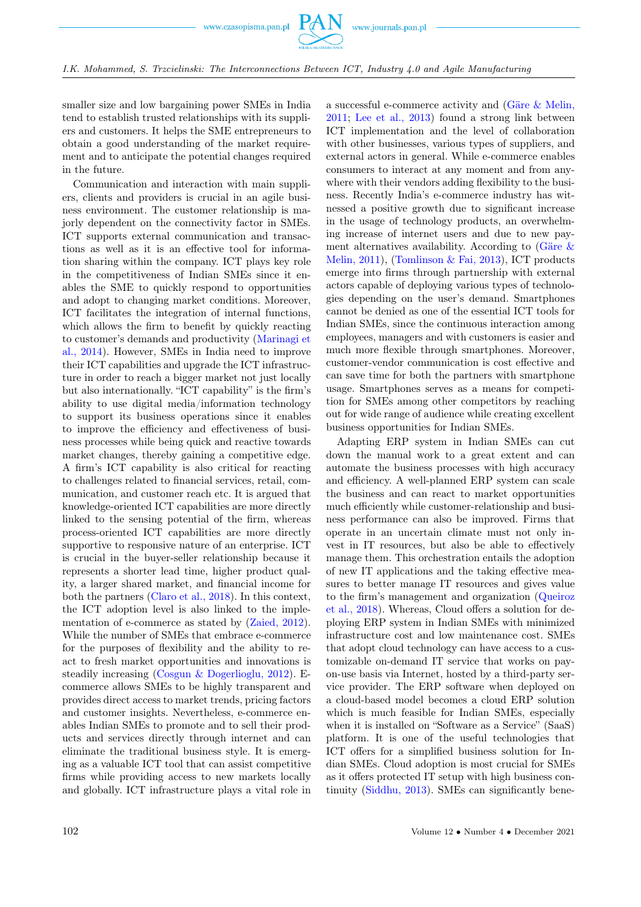smaller size and low bargaining power SMEs in India tend to establish trusted relationships with its suppliers and customers. It helps the SME entrepreneurs to obtain a good understanding of the market requirement and to anticipate the potential changes required in the future.

Communication and interaction with main suppliers, clients and providers is crucial in an agile business environment. The customer relationship is majorly dependent on the connectivity factor in SMEs. ICT supports external communication and transactions as well as it is an effective tool for information sharing within the company. ICT plays key role in the competitiveness of Indian SMEs since it enables the SME to quickly respond to opportunities and adopt to changing market conditions. Moreover, ICT facilitates the integration of internal functions, which allows the firm to benefit by quickly reacting to customer's demands and productivity (Marinagi et al., 2014). However, SMEs in India need to improve their ICT capabilities and upgrade the ICT infrastructure in order to reach a bigger market not just locally but also internationally. "ICT capability" is the firm's ability to use digital media/information technology to support its business operations since it enables to improve the efficiency and effectiveness of business processes while being quick and reactive towards market changes, thereby gaining a competitive edge. A firm's ICT capability is also critical for reacting to challenges related to financial services, retail, communication, and customer reach etc. It is argued that knowledge-oriented ICT capabilities are more directly linked to the sensing potential of the firm, whereas process-oriented ICT capabilities are more directly supportive to responsive nature of an enterprise. ICT is crucial in the buyer-seller relationship because it represents a shorter lead time, higher product quality, a larger shared market, and financial income for both the partners (Claro et al., 2018). In this context, the ICT adoption level is also linked to the implementation of e-commerce as stated by (Zaied, 2012). While the number of SMEs that embrace e-commerce for the purposes of flexibility and the ability to react to fresh market opportunities and innovations is steadily increasing (Cosgun & Dogerlioglu, 2012). E-commerce allows SMEs to be highly transparent and provides direct access to market trends, pricing factors and customer insights. Nevertheless, e-commerce enables Indian SMEs to promote and to sell their products and services directly through internet and can eliminate the traditional business style. It is emerging as a valuable ICT tool that can assist competitive firms while providing access to new markets locally and globally. ICT infrastructure plays a vital role in a successful e-commerce activity and (Gäre & Melin, 2011; Lee et al., 2013) found a strong link between ICT implementation and the level of collaboration with other businesses, various types of suppliers, and external actors in general. While e-commerce enables consumers to interact at any moment and from anywhere with their vendors adding flexibility to the business. Recently India's e-commerce industry has witnessed a positive growth due to significant increase in the usage of technology products, an overwhelming increase of internet users and due to new payment alternatives availability. According to (Gäre & Melin, 2011), (Tomlinson & Fai, 2013), ICT products emerge into firms through partnership with external actors capable of deploying various types of technologies depending on the user's demand. Smartphones cannot be denied as one of the essential ICT tools for Indian SMEs, since the continuous interaction among employees, managers and with customers is easier and much more flexible through smartphones. Moreover, customer-vendor communication is cost effective and can save time for both the partners with smartphone usage. Smartphones serves as a means for competition for SMEs among other competitors by reaching out for wide range of audience while creating excellent business opportunities for Indian SMEs.

Adapting ERP system in Indian SMEs can cut down the manual work to a great extent and can automate the business processes with high accuracy and efficiency. A well-planned ERP system can scale the business and can react to market opportunities much efficiently while customer-relationship and business performance can also be improved. Firms that operate in an uncertain climate must not only invest in IT resources, but also be able to effectively manage them. This orchestration entails the adoption of new IT applications and the taking effective measures to better manage IT resources and gives value to the firm's management and organization (Queiroz et al., 2018). Whereas, Cloud offers a solution for deploying ERP system in Indian SMEs with minimized infrastructure cost and low maintenance cost. SMEs that adopt cloud technology can have access to a customizable on-demand IT service that works on pay-on-use basis via Internet, hosted by a third-party service provider. The ERP software when deployed on a cloud-based model becomes a cloud ERP solution which is much feasible for Indian SMEs, especially when it is installed on "Software as a Service" (SaaS) platform. It is one of the useful technologies that ICT offers for a simplified business solution for Indian SMEs. Cloud adoption is most crucial for SMEs as it offers protected IT setup with high business continuity (Siddhu, 2013). SMEs can significantly bene-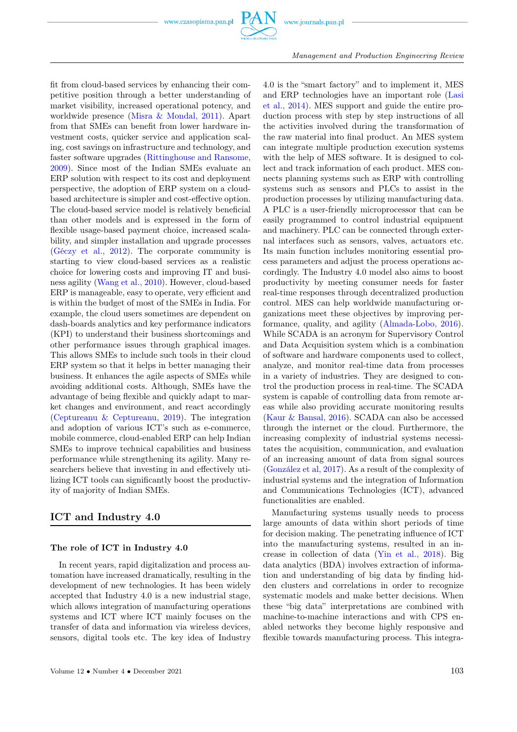fit from cloud-based services by enhancing their competitive position through a better understanding of market visibility, increased operational potency, and worldwide presence (Misra & Mondal, 2011). Apart from that SMEs can benefit from lower hardware investment costs, quicker service and application scaling, cost savings on infrastructure and technology, and faster software upgrades (Rittinghouse and Ransome, 2009). Since most of the Indian SMEs evaluate an ERP solution with respect to its cost and deployment perspective, the adoption of ERP system on a cloud-based architecture is simpler and cost-effective option. The cloud-based service model is relatively beneficial than other models and is expressed in the form of flexible usage-based payment choice, increased scalability, and simpler installation and upgrade processes (Géczy et al., 2012). The corporate community is starting to view cloud-based services as a realistic choice for lowering costs and improving IT and business agility (Wang et al., 2010). However, cloud-based ERP is manageable, easy to operate, very efficient and is within the budget of most of the SMEs in India. For example, the cloud users sometimes are dependent on dash-boards analytics and key performance indicators (KPI) to understand their business shortcomings and other performance issues through graphical images. This allows SMEs to include such tools in their cloud ERP system so that it helps in better managing their business. It enhances the agile aspects of SMEs while avoiding additional costs. Although, SMEs have the advantage of being flexible and quickly adapt to market changes and environment, and react accordingly (Ceptureanu & Ceptureanu, 2019). The integration and adoption of various ICT's such as e-commerce, mobile commerce, cloud-enabled ERP can help Indian SMEs to improve technical capabilities and business performance while strengthening its agility. Many researchers believe that investing in and effectively utilizing ICT tools can significantly boost the productivity of majority of Indian SMEs.

## ICT and Industry 4.0

### The role of ICT in Industry 4.0

In recent years, rapid digitalization and process automation have increased dramatically, resulting in the development of new technologies. It has been widely accepted that Industry 4.0 is a new industrial stage, which allows integration of manufacturing operations systems and ICT where ICT mainly focuses on the transfer of data and information via wireless devices, sensors, digital tools etc. The key idea of Industry 4.0 is the "smart factory" and to implement it, MES and ERP technologies have an important role (Lasi et al., 2014). MES support and guide the entire production process with step by step instructions of all the activities involved during the transformation of the raw material into final product. An MES system can integrate multiple production execution systems with the help of MES software. It is designed to collect and track information of each product. MES connects planning systems such as ERP with controlling systems such as sensors and PLCs to assist in the production processes by utilizing manufacturing data. A PLC is a user-friendly microprocessor that can be easily programmed to control industrial equipment and machinery. PLC can be connected through external interfaces such as sensors, valves, actuators etc. Its main function includes monitoring essential process parameters and adjust the process operations accordingly. The Industry 4.0 model also aims to boost productivity by meeting consumer needs for faster real-time responses through decentralized production control. MES can help worldwide manufacturing organizations meet these objectives by improving performance, quality, and agility (Almada-Lobo, 2016). While SCADA is an acronym for Supervisory Control and Data Acquisition system which is a combination of software and hardware components used to collect, analyze, and monitor real-time data from processes in a variety of industries. They are designed to control the production process in real-time. The SCADA system is capable of controlling data from remote areas while also providing accurate monitoring results (Kaur & Bansal, 2016). SCADA can also be accessed through the internet or the cloud. Furthermore, the increasing complexity of industrial systems necessitates the acquisition, communication, and evaluation of an increasing amount of data from signal sources (González et al, 2017). As a result of the complexity of industrial systems and the integration of Information and Communications Technologies (ICT), advanced functionalities are enabled.

Manufacturing systems usually needs to process large amounts of data within short periods of time for decision making. The penetrating influence of ICT into the manufacturing systems, resulted in an increase in collection of data (Yin et al., 2018). Big data analytics (BDA) involves extraction of information and understanding of big data by finding hidden clusters and correlations in order to recognize systematic models and make better decisions. When these "big data" interpretations are combined with machine-to-machine interactions and with CPS enabled networks they become highly responsive and flexible towards manufacturing process. This integra-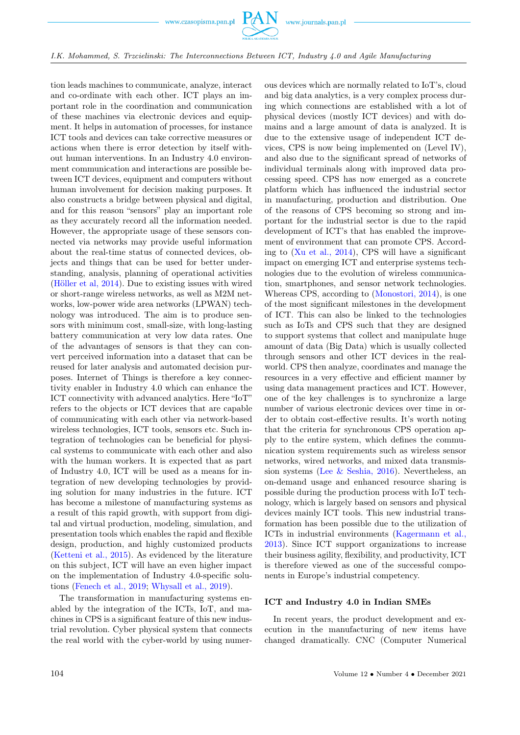tion leads machines to communicate, analyze, interact and co-ordinate with each other. ICT plays an important role in the coordination and communication of these machines via electronic devices and equipment. It helps in automation of processes, for instance ICT tools and devices can take corrective measures or actions when there is error detection by itself without human interventions. In an Industry 4.0 environment communication and interactions are possible between ICT devices, equipment and computers without human involvement for decision making purposes. It also constructs a bridge between physical and digital, and for this reason "sensors" play an important role as they accurately record all the information needed. However, the appropriate usage of these sensors connected via networks may provide useful information about the real-time status of connected devices, objects and things that can be used for better understanding, analysis, planning of operational activities (Höller et al, 2014). Due to existing issues with wired or short-range wireless networks, as well as M2M networks, low-power wide area networks (LPWAN) technology was introduced. The aim is to produce sensors with minimum cost, small-size, with long-lasting battery communication at very low data rates. One of the advantages of sensors is that they can convert perceived information into a dataset that can be reused for later analysis and automated decision purposes. Internet of Things is therefore a key connectivity enabler in Industry 4.0 which can enhance the ICT connectivity with advanced analytics. Here "IoT" refers to the objects or ICT devices that are capable of communicating with each other via network-based wireless technologies, ICT tools, sensors etc. Such integration of technologies can be beneficial for physical systems to communicate with each other and also with the human workers. It is expected that as part of Industry 4.0, ICT will be used as a means for integration of new developing technologies by providing solution for many industries in the future. ICT has become a milestone of manufacturing systems as a result of this rapid growth, with support from digital and virtual production, modeling, simulation, and presentation tools which enables the rapid and flexible design, production, and highly customized products (Ketteni et al., 2015). As evidenced by the literature on this subject, ICT will have an even higher impact on the implementation of Industry 4.0-specific solutions (Fenech et al., 2019; Whysall et al., 2019).

The transformation in manufacturing systems enabled by the integration of the ICTs, IoT, and machines in CPS is a significant feature of this new industrial revolution. Cyber physical system that connects the real world with the cyber-world by using numerous devices which are normally related to IoT's, cloud and big data analytics, is a very complex process during which connections are established with a lot of physical devices (mostly ICT devices) and with domains and a large amount of data is analyzed. It is due to the extensive usage of independent ICT devices, CPS is now being implemented on (Level IV), and also due to the significant spread of networks of individual terminals along with improved data processing speed. CPS has now emerged as a concrete platform which has influenced the industrial sector in manufacturing, production and distribution. One of the reasons of CPS becoming so strong and important for the industrial sector is due to the rapid development of ICT's that has enabled the improvement of environment that can promote CPS. According to (Xu et al., 2014), CPS will have a significant impact on emerging ICT and enterprise systems technologies due to the evolution of wireless communication, smartphones, and sensor network technologies. Whereas CPS, according to (Monostori, 2014), is one of the most significant milestones in the development of ICT. This can also be linked to the technologies such as IoTs and CPS such that they are designed to support systems that collect and manipulate huge amount of data (Big Data) which is usually collected through sensors and other ICT devices in the real-world. CPS then analyze, coordinates and manage the resources in a very effective and efficient manner by using data management practices and ICT. However, one of the key challenges is to synchronize a large number of various electronic devices over time in order to obtain cost-effective results. It's worth noting that the criteria for synchronous CPS operation apply to the entire system, which defines the communication system requirements such as wireless sensor networks, wired networks, and mixed data transmission systems (Lee & Seshia, 2016). Nevertheless, an on-demand usage and enhanced resource sharing is possible during the production process with IoT technology, which is largely based on sensors and physical devices mainly ICT tools. This new industrial transformation has been possible due to the utilization of ICTs in industrial environments (Kagermann et al., 2013). Since ICT support organizations to increase their business agility, flexibility, and productivity, ICT is therefore viewed as one of the successful components in Europe's industrial competency.

## ICT and Industry 4.0 in Indian SMEs

In recent years, the product development and execution in the manufacturing of new items have changed dramatically. CNC (Computer Numerical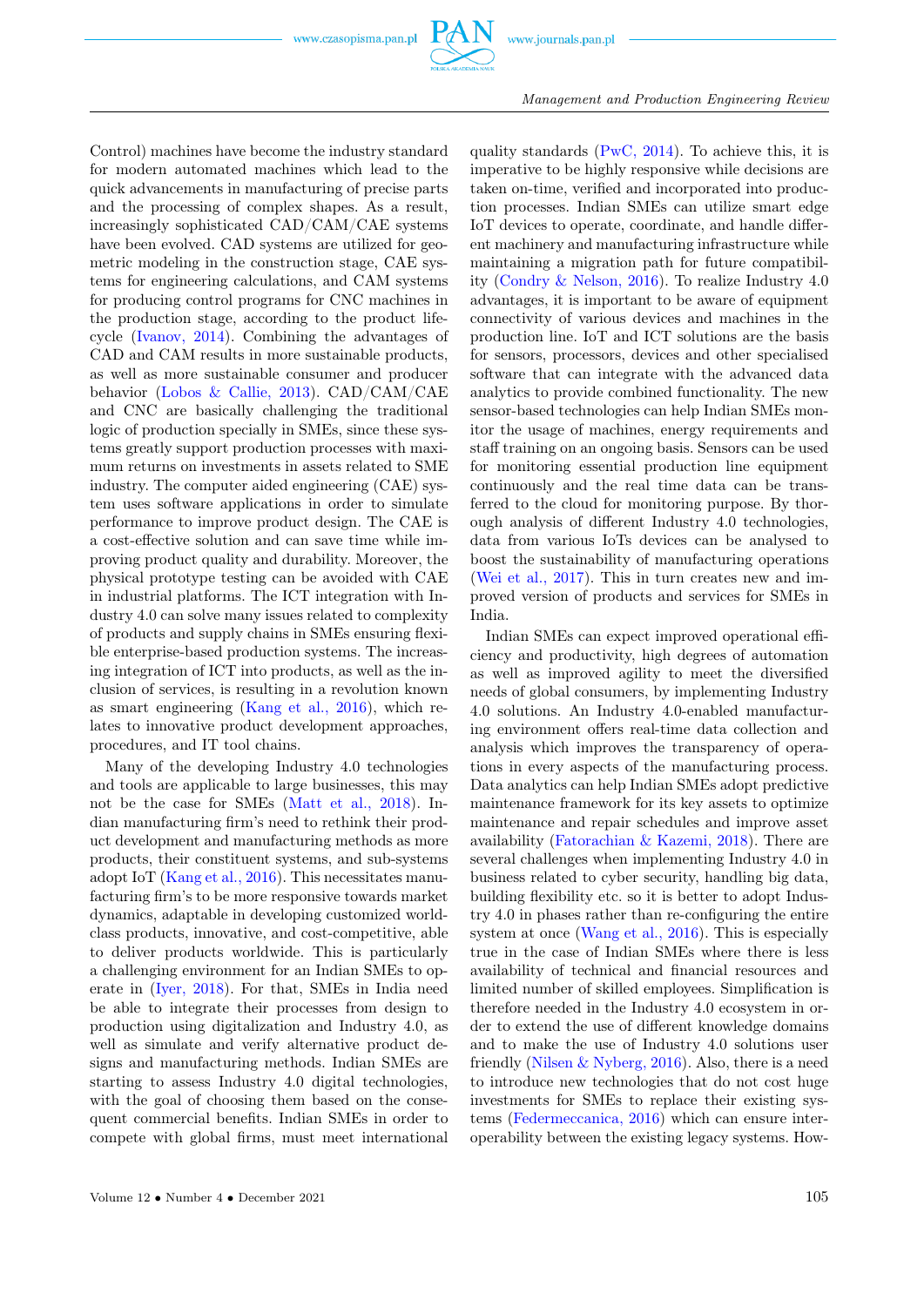Control) machines have become the industry standard for modern automated machines which lead to the quick advancements in manufacturing of precise parts and the processing of complex shapes. As a result, increasingly sophisticated CAD/CAM/CAE systems have been evolved. CAD systems are utilized for geometric modeling in the construction stage, CAE systems for engineering calculations, and CAM systems for producing control programs for CNC machines in the production stage, according to the product lifecycle (Ivanov, 2014). Combining the advantages of CAD and CAM results in more sustainable products, as well as more sustainable consumer and producer behavior (Lobos & Callie, 2013). CAD/CAM/CAE and CNC are basically challenging the traditional logic of production specially in SMEs, since these systems greatly support production processes with maximum returns on investments in assets related to SME industry. The computer aided engineering (CAE) system uses software applications in order to simulate performance to improve product design. The CAE is a cost-effective solution and can save time while improving product quality and durability. Moreover, the physical prototype testing can be avoided with CAE in industrial platforms. The ICT integration with Industry 4.0 can solve many issues related to complexity of products and supply chains in SMEs ensuring flexible enterprise-based production systems. The increasing integration of ICT into products, as well as the inclusion of services, is resulting in a revolution known as smart engineering (Kang et al., 2016), which relates to innovative product development approaches, procedures, and IT tool chains.

Many of the developing Industry 4.0 technologies and tools are applicable to large businesses, this may not be the case for SMEs (Matt et al., 2018). Indian manufacturing firm's need to rethink their product development and manufacturing methods as more products, their constituent systems, and sub-systems adopt IoT (Kang et al., 2016). This necessitates manufacturing firm's to be more responsive towards market dynamics, adaptable in developing customized world-class products, innovative, and cost-competitive, able to deliver products worldwide. This is particularly a challenging environment for an Indian SMEs to operate in (Iyer, 2018). For that, SMEs in India need be able to integrate their processes from design to production using digitalization and Industry 4.0, as well as simulate and verify alternative product designs and manufacturing methods. Indian SMEs are starting to assess Industry 4.0 digital technologies, with the goal of choosing them based on the consequent commercial benefits. Indian SMEs in order to compete with global firms, must meet international quality standards (PwC, 2014). To achieve this, it is imperative to be highly responsive while decisions are taken on-time, verified and incorporated into production processes. Indian SMEs can utilize smart edge IoT devices to operate, coordinate, and handle different machinery and manufacturing infrastructure while maintaining a migration path for future compatibility (Condry & Nelson, 2016). To realize Industry 4.0 advantages, it is important to be aware of equipment connectivity of various devices and machines in the production line. IoT and ICT solutions are the basis for sensors, processors, devices and other specialised software that can integrate with the advanced data analytics to provide combined functionality. The new sensor-based technologies can help Indian SMEs monitor the usage of machines, energy requirements and staff training on an ongoing basis. Sensors can be used for monitoring essential production line equipment continuously and the real time data can be transferred to the cloud for monitoring purpose. By thorough analysis of different Industry 4.0 technologies, data from various IoTs devices can be analysed to boost the sustainability of manufacturing operations (Wei et al., 2017). This in turn creates new and improved version of products and services for SMEs in India.

Indian SMEs can expect improved operational efficiency and productivity, high degrees of automation as well as improved agility to meet the diversified needs of global consumers, by implementing Industry 4.0 solutions. An Industry 4.0-enabled manufacturing environment offers real-time data collection and analysis which improves the transparency of operations in every aspects of the manufacturing process. Data analytics can help Indian SMEs adopt predictive maintenance framework for its key assets to optimize maintenance and repair schedules and improve asset availability (Fatorachian & Kazemi, 2018). There are several challenges when implementing Industry 4.0 in business related to cyber security, handling big data, building flexibility etc. so it is better to adopt Industry 4.0 in phases rather than re-configuring the entire system at once (Wang et al., 2016). This is especially true in the case of Indian SMEs where there is less availability of technical and financial resources and limited number of skilled employees. Simplification is therefore needed in the Industry 4.0 ecosystem in order to extend the use of different knowledge domains and to make the use of Industry 4.0 solutions user friendly (Nilsen & Nyberg, 2016). Also, there is a need to introduce new technologies that do not cost huge investments for SMEs to replace their existing systems (Federmeccanica, 2016) which can ensure interoperability between the existing legacy systems. How-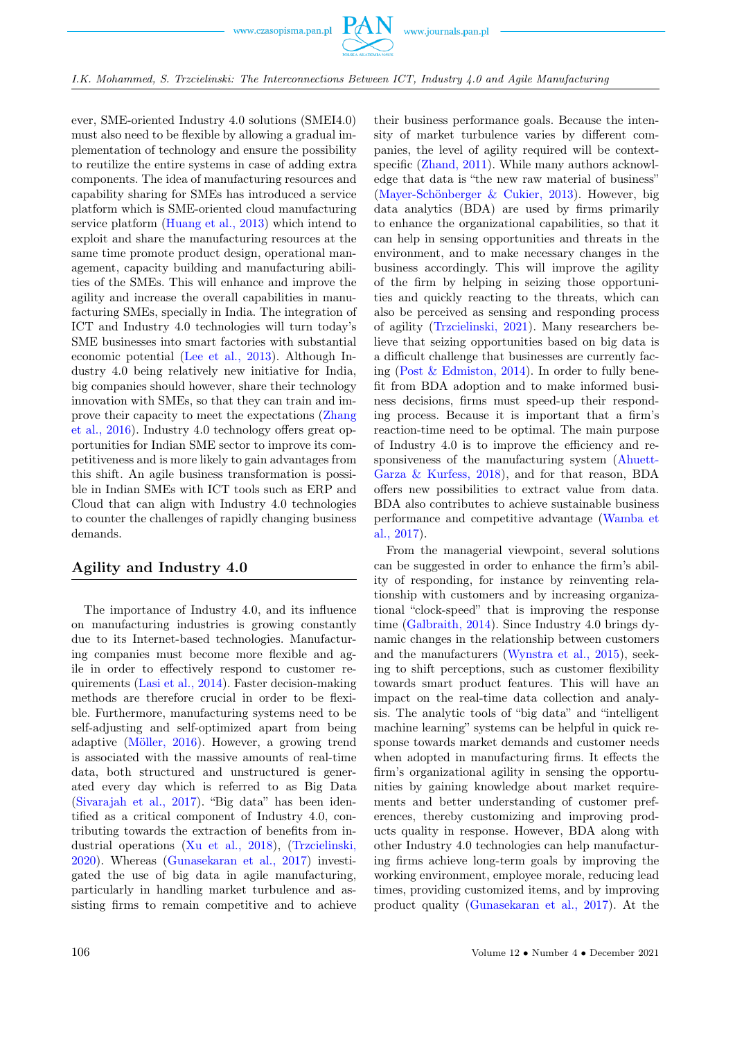ever, SME-oriented Industry 4.0 solutions (SMEI4.0) must also need to be flexible by allowing a gradual implementation of technology and ensure the possibility to reutilize the entire systems in case of adding extra components. The idea of manufacturing resources and capability sharing for SMEs has introduced a service platform which is SME-oriented cloud manufacturing service platform (Huang et al., 2013) which intend to exploit and share the manufacturing resources at the same time promote product design, operational management, capacity building and manufacturing abilities of the SMEs. This will enhance and improve the agility and increase the overall capabilities in manufacturing SMEs, specially in India. The integration of ICT and Industry 4.0 technologies will turn today's SME businesses into smart factories with substantial economic potential (Lee et al., 2013). Although Industry 4.0 being relatively new initiative for India, big companies should however, share their technology innovation with SMEs, so that they can train and improve their capacity to meet the expectations (Zhang et al., 2016). Industry 4.0 technology offers great opportunities for Indian SME sector to improve its competitiveness and is more likely to gain advantages from this shift. An agile business transformation is possible in Indian SMEs with ICT tools such as ERP and Cloud that can align with Industry 4.0 technologies to counter the challenges of rapidly changing business demands.

## Agility and Industry 4.0

The importance of Industry 4.0, and its influence on manufacturing industries is growing constantly due to its Internet-based technologies. Manufacturing companies must become more flexible and agile in order to effectively respond to customer requirements (Lasi et al., 2014). Faster decision-making methods are therefore crucial in order to be flexible. Furthermore, manufacturing systems need to be self-adjusting and self-optimized apart from being adaptive (Möller, 2016). However, a growing trend is associated with the massive amounts of real-time data, both structured and unstructured is generated every day which is referred to as Big Data (Sivarajah et al., 2017). "Big data" has been identified as a critical component of Industry 4.0, contributing towards the extraction of benefits from industrial operations (Xu et al., 2018), (Trzcielinski, 2020). Whereas (Gunasekaran et al., 2017) investigated the use of big data in agile manufacturing, particularly in handling market turbulence and assisting firms to remain competitive and to achieve their business performance goals. Because the intensity of market turbulence varies by different companies, the level of agility required will be context-specific (Zhand, 2011). While many authors acknowledge that data is "the new raw material of business" (Mayer-Schönberger & Cukier, 2013). However, big data analytics (BDA) are used by firms primarily to enhance the organizational capabilities, so that it can help in sensing opportunities and threats in the environment, and to make necessary changes in the business accordingly. This will improve the agility of the firm by helping in seizing those opportunities and quickly reacting to the threats, which can also be perceived as sensing and responding process of agility (Trzcielinski, 2021). Many researchers believe that seizing opportunities based on big data is a difficult challenge that businesses are currently facing (Post & Edmiston, 2014). In order to fully benefit from BDA adoption and to make informed business decisions, firms must speed-up their responding process. Because it is important that a firm's reaction-time need to be optimal. The main purpose of Industry 4.0 is to improve the efficiency and responsiveness of the manufacturing system (Ahuett-Garza & Kurfess, 2018), and for that reason, BDA offers new possibilities to extract value from data. BDA also contributes to achieve sustainable business performance and competitive advantage (Wamba et al., 2017).

From the managerial viewpoint, several solutions can be suggested in order to enhance the firm's ability of responding, for instance by reinventing relationship with customers and by increasing organizational "clock-speed" that is improving the response time (Galbraith, 2014). Since Industry 4.0 brings dynamic changes in the relationship between customers and the manufacturers (Wynstra et al., 2015), seeking to shift perceptions, such as customer flexibility towards smart product features. This will have an impact on the real-time data collection and analysis. The analytic tools of "big data" and "intelligent machine learning" systems can be helpful in quick response towards market demands and customer needs when adopted in manufacturing firms. It effects the firm's organizational agility in sensing the opportunities by gaining knowledge about market requirements and better understanding of customer preferences, thereby customizing and improving products quality in response. However, BDA along with other Industry 4.0 technologies can help manufacturing firms achieve long-term goals by improving the working environment, employee morale, reducing lead times, providing customized items, and by improving product quality (Gunasekaran et al., 2017). At the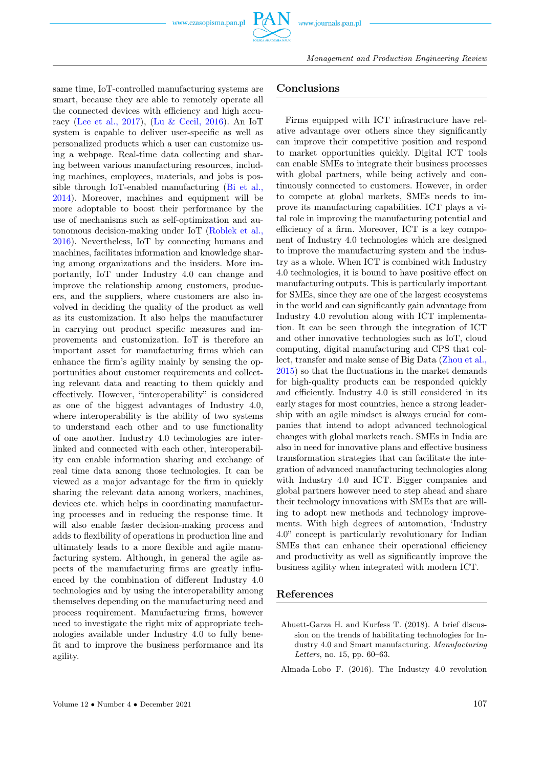same time, IoT-controlled manufacturing systems are smart, because they are able to remotely operate all the connected devices with efficiency and high accuracy (Lee et al., 2017), (Lu & Cecil, 2016). An IoT system is capable to deliver user-specific as well as personalized products which a user can customize using a webpage. Real-time data collecting and sharing between various manufacturing resources, including machines, employees, materials, and jobs is possible through IoT-enabled manufacturing (Bi et al., 2014). Moreover, machines and equipment will be more adoptable to boost their performance by the use of mechanisms such as self-optimization and autonomous decision-making under IoT (Roblek et al., 2016). Nevertheless, IoT by connecting humans and machines, facilitates information and knowledge sharing among organizations and the insiders. More importantly, IoT under Industry 4.0 can change and improve the relationship among customers, producers, and the suppliers, where customers are also involved in deciding the quality of the product as well as its customization. It also helps the manufacturer in carrying out product specific measures and improvements and customization. IoT is therefore an important asset for manufacturing firms which can enhance the firm's agility mainly by sensing the opportunities about customer requirements and collecting relevant data and reacting to them quickly and effectively. However, "interoperability" is considered as one of the biggest advantages of Industry 4.0, where interoperability is the ability of two systems to understand each other and to use functionality of one another. Industry 4.0 technologies are interlinked and connected with each other, interoperability can enable information sharing and exchange of real time data among those technologies. It can be viewed as a major advantage for the firm in quickly sharing the relevant data among workers, machines, devices etc. which helps in coordinating manufacturing processes and in reducing the response time. It will also enable faster decision-making process and adds to flexibility of operations in production line and ultimately leads to a more flexible and agile manufacturing system. Although, in general the agile aspects of the manufacturing firms are greatly influenced by the combination of different Industry 4.0 technologies and by using the interoperability among themselves depending on the manufacturing need and process requirement. Manufacturing firms, however need to investigate the right mix of appropriate technologies available under Industry 4.0 to fully benefit and to improve the business performance and its agility.

## Conclusions

Firms equipped with ICT infrastructure have relative advantage over others since they significantly can improve their competitive position and respond to market opportunities quickly. Digital ICT tools can enable SMEs to integrate their business processes with global partners, while being actively and continuously connected to customers. However, in order to compete at global markets, SMEs needs to improve its manufacturing capabilities. ICT plays a vital role in improving the manufacturing potential and efficiency of a firm. Moreover, ICT is a key component of Industry 4.0 technologies which are designed to improve the manufacturing system and the industry as a whole. When ICT is combined with Industry 4.0 technologies, it is bound to have positive effect on manufacturing outputs. This is particularly important for SMEs, since they are one of the largest ecosystems in the world and can significantly gain advantage from Industry 4.0 revolution along with ICT implementation. It can be seen through the integration of ICT and other innovative technologies such as IoT, cloud computing, digital manufacturing and CPS that collect, transfer and make sense of Big Data (Zhou et al., 2015) so that the fluctuations in the market demands for high-quality products can be responded quickly and efficiently. Industry 4.0 is still considered in its early stages for most countries, hence a strong leadership with an agile mindset is always crucial for companies that intend to adopt advanced technological changes with global markets reach. SMEs in India are also in need for innovative plans and effective business transformation strategies that can facilitate the integration of advanced manufacturing technologies along with Industry 4.0 and ICT. Bigger companies and global partners however need to step ahead and share their technology innovations with SMEs that are willing to adopt new methods and technology improvements. With high degrees of automation, 'Industry 4.0" concept is particularly revolutionary for Indian SMEs that can enhance their operational efficiency and productivity as well as significantly improve the business agility when integrated with modern ICT.

## References

Ahuett-Garza H. and Kurfess T. (2018). A brief discussion on the trends of habilitating technologies for Industry 4.0 and Smart manufacturing. *Manufacturing Letters*, no. 15, pp. 60–63.

Almada-Lobo F. (2016). The Industry 4.0 revolution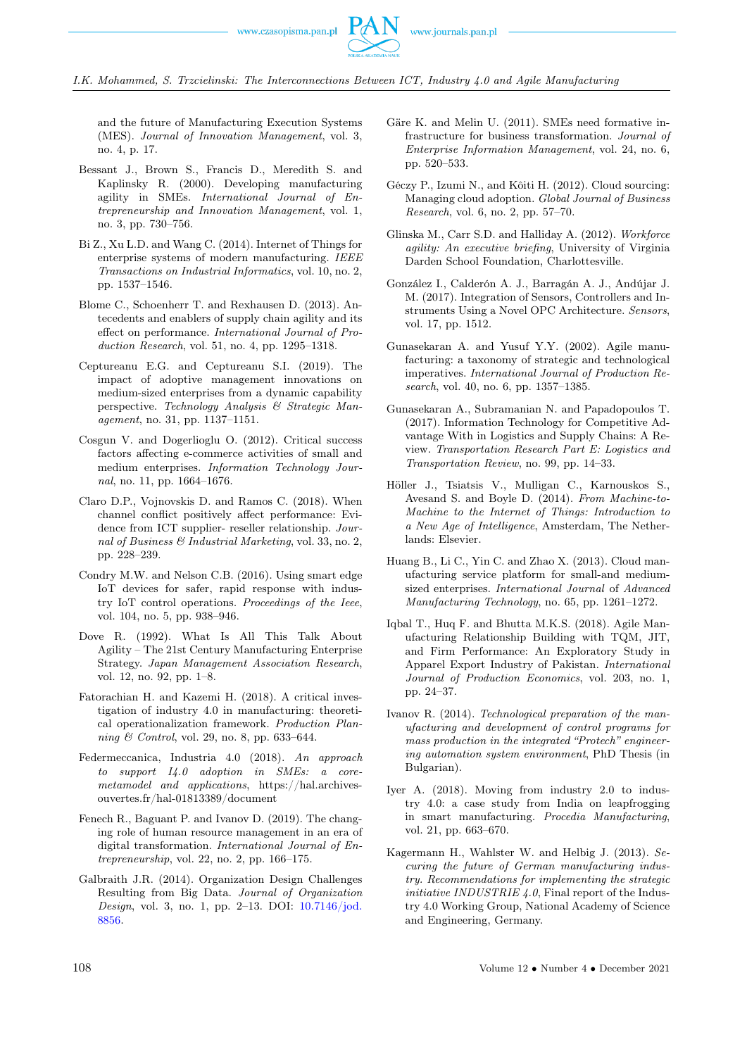and the future of Manufacturing Execution Systems (MES). *Journal of Innovation Management*, vol. 3, no. 4, p. 17.

Bessant J., Brown S., Francis D., Meredith S. and Kaplinsky R. (2000). Developing manufacturing agility in SMEs. *International Journal of Entrepreneurship and Innovation Management*, vol. 1, no. 3, pp. 730–756.

Bi Z., Xu L.D. and Wang C. (2014). Internet of Things for enterprise systems of modern manufacturing. *IEEE Transactions on Industrial Informatics*, vol. 10, no. 2, pp. 1537–1546.

Blome C., Schoenherr T. and Rexhausen D. (2013). Antecedents and enablers of supply chain agility and its effect on performance. *International Journal of Production Research*, vol. 51, no. 4, pp. 1295–1318.

Ceptureanu E.G. and Ceptureanu S.I. (2019). The impact of adoptive management innovations on medium-sized enterprises from a dynamic capability perspective. *Technology Analysis & Strategic Management*, no. 31, pp. 1137–1151.

Cosgun V. and Dogerlioglu O. (2012). Critical success factors affecting e-commerce activities of small and medium enterprises. *Information Technology Journal*, no. 11, pp. 1664–1676.

Claro D.P., Vojnovskis D. and Ramos C. (2018). When channel conflict positively affect performance: Evidence from ICT supplier- reseller relationship. *Journal of Business & Industrial Marketing*, vol. 33, no. 2, pp. 228–239.

Condry M.W. and Nelson C.B. (2016). Using smart edge IoT devices for safer, rapid response with industry IoT control operations. *Proceedings of the Ieee*, vol. 104, no. 5, pp. 938–946.

Dove R. (1992). What Is All This Talk About Agility – The 21st Century Manufacturing Enterprise Strategy. *Japan Management Association Research*, vol. 12, no. 92, pp. 1–8.

Fatorachian H. and Kazemi H. (2018). A critical investigation of industry 4.0 in manufacturing: theoretical operationalization framework. *Production Planning & Control*, vol. 29, no. 8, pp. 633–644.

Federmeccanica, Industria 4.0 (2018). *An approach to support I4.0 adoption in SMEs: a core-metamodel and applications*, https://hal.archives-ouvertes.fr/hal-01813389/document

Fenech R., Baguant P. and Ivanov D. (2019). The changing role of human resource management in an era of digital transformation. *International Journal of Entrepreneurship*, vol. 22, no. 2, pp. 166–175.

Galbraith J.R. (2014). Organization Design Challenges Resulting from Big Data. *Journal of Organization Design*, vol. 3, no. 1, pp. 2–13. DOI: 10.7146/jod.8856.

Gäre K. and Melin U. (2011). SMEs need formative infrastructure for business transformation. *Journal of Enterprise Information Management*, vol. 24, no. 6, pp. 520–533.

Géczy P., Izumi N., and Kôiti H. (2012). Cloud sourcing: Managing cloud adoption. *Global Journal of Business Research*, vol. 6, no. 2, pp. 57–70.

Glinska M., Carr S.D. and Halliday A. (2012). *Workforce agility: An executive briefing*, University of Virginia Darden School Foundation, Charlottesville.

González I., Calderón A. J., Barragán A. J., Andújar J. M. (2017). Integration of Sensors, Controllers and Instruments Using a Novel OPC Architecture. *Sensors*, vol. 17, pp. 1512.

Gunasekaran A. and Yusuf Y.Y. (2002). Agile manufacturing: a taxonomy of strategic and technological imperatives. *International Journal of Production Research*, vol. 40, no. 6, pp. 1357–1385.

Gunasekaran A., Subramanian N. and Papadopoulos T. (2017). Information Technology for Competitive Advantage With in Logistics and Supply Chains: A Review. *Transportation Research Part E: Logistics and Transportation Review*, no. 99, pp. 14–33.

Höller J., Tsiatsis V., Mulligan C., Karnouskos S., Avesand S. and Boyle D. (2014). *From Machine-to-Machine to the Internet of Things: Introduction to a New Age of Intelligence*, Amsterdam, The Netherlands: Elsevier.

Huang B., Li C., Yin C. and Zhao X. (2013). Cloud manufacturing service platform for small-and medium-sized enterprises. *International Journal* of *Advanced Manufacturing Technology*, no. 65, pp. 1261–1272.

Iqbal T., Huq F. and Bhutta M.K.S. (2018). Agile Manufacturing Relationship Building with TQM, JIT, and Firm Performance: An Exploratory Study in Apparel Export Industry of Pakistan. *International Journal of Production Economics*, vol. 203, no. 1, pp. 24–37.

Ivanov R. (2014). *Technological preparation of the manufacturing and development of control programs for mass production in the integrated "Protech" engineering automation system environment*, PhD Thesis (in Bulgarian).

Iyer A. (2018). Moving from industry 2.0 to industry 4.0: a case study from India on leapfrogging in smart manufacturing. *Procedia Manufacturing*, vol. 21, pp. 663–670.

Kagermann H., Wahlster W. and Helbig J. (2013). *Securing the future of German manufacturing industry. Recommendations for implementing the strategic initiative INDUSTRIE 4.0*, Final report of the Industry 4.0 Working Group, National Academy of Science and Engineering, Germany.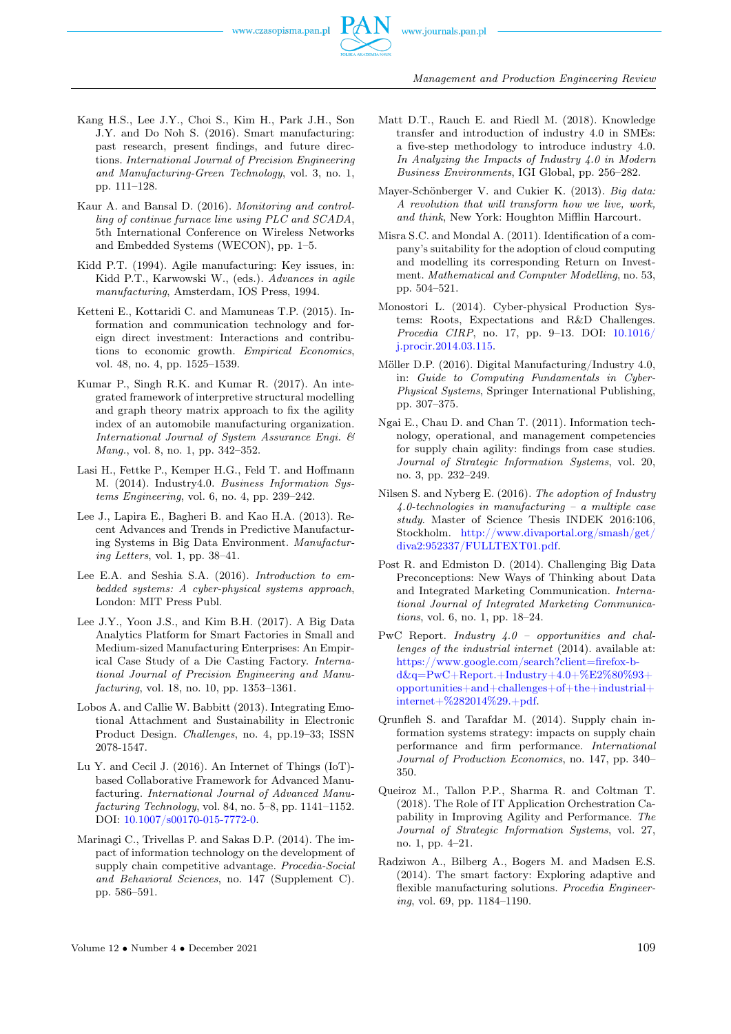Kang H.S., Lee J.Y., Choi S., Kim H., Park J.H., Son J.Y. and Do Noh S. (2016). Smart manufacturing: past research, present findings, and future directions. *International Journal of Precision Engineering and Manufacturing-Green Technology*, vol. 3, no. 1, pp. 111–128.

Kaur A. and Bansal D. (2016). *Monitoring and controlling of continue furnace line using PLC and SCADA*, 5th International Conference on Wireless Networks and Embedded Systems (WECON), pp. 1–5.

Kidd P.T. (1994). Agile manufacturing: Key issues, in: Kidd P.T., Karwowski W., (eds.). *Advances in agile manufacturing*, Amsterdam, IOS Press, 1994.

Ketteni E., Kottaridi C. and Mamuneas T.P. (2015). Information and communication technology and foreign direct investment: Interactions and contributions to economic growth. *Empirical Economics*, vol. 48, no. 4, pp. 1525–1539.

Kumar P., Singh R.K. and Kumar R. (2017). An integrated framework of interpretive structural modelling and graph theory matrix approach to fix the agility index of an automobile manufacturing organization. *International Journal of System Assurance Engi. & Mang.*, vol. 8, no. 1, pp. 342–352.

Lasi H., Fettke P., Kemper H.G., Feld T. and Hoffmann M. (2014). Industry4.0. *Business Information Systems Engineering*, vol. 6, no. 4, pp. 239–242.

Lee J., Lapira E., Bagheri B. and Kao H.A. (2013). Recent Advances and Trends in Predictive Manufacturing Systems in Big Data Environment. *Manufacturing Letters*, vol. 1, pp. 38–41.

Lee E.A. and Seshia S.A. (2016). *Introduction to embedded systems: A cyber-physical systems approach*, London: MIT Press Publ.

Lee J.Y., Yoon J.S., and Kim B.H. (2017). A Big Data Analytics Platform for Smart Factories in Small and Medium-sized Manufacturing Enterprises: An Empirical Case Study of a Die Casting Factory. *International Journal of Precision Engineering and Manufacturing*, vol. 18, no. 10, pp. 1353–1361.

Lobos A. and Callie W. Babbitt (2013). Integrating Emotional Attachment and Sustainability in Electronic Product Design. *Challenges*, no. 4, pp.19–33; ISSN 2078-1547.

Lu Y. and Cecil J. (2016). An Internet of Things (IoT)-based Collaborative Framework for Advanced Manufacturing. *International Journal of Advanced Manufacturing Technology*, vol. 84, no. 5–8, pp. 1141–1152. DOI: 10.1007/s00170-015-7772-0.

Marinagi C., Trivellas P. and Sakas D.P. (2014). The impact of information technology on the development of supply chain competitive advantage. *Procedia-Social and Behavioral Sciences*, no. 147 (Supplement C). pp. 586–591.

Matt D.T., Rauch E. and Riedl M. (2018). Knowledge transfer and introduction of industry 4.0 in SMEs: a five-step methodology to introduce industry 4.0. *In Analyzing the Impacts of Industry 4.0 in Modern Business Environments*, IGI Global, pp. 256–282.

Mayer-Schönberger V. and Cukier K. (2013). *Big data: A revolution that will transform how we live, work, and think*, New York: Houghton Mifflin Harcourt.

Misra S.C. and Mondal A. (2011). Identification of a company's suitability for the adoption of cloud computing and modelling its corresponding Return on Investment. *Mathematical and Computer Modelling*, no. 53, pp. 504–521.

Monostori L. (2014). Cyber-physical Production Systems: Roots, Expectations and R&D Challenges. *Procedia CIRP*, no. 17, pp. 9–13. DOI: 10.1016/j.procir.2014.03.115.

Möller D.P. (2016). Digital Manufacturing/Industry 4.0, in: *Guide to Computing Fundamentals in Cyber-Physical Systems*, Springer International Publishing, pp. 307–375.

Ngai E., Chau D. and Chan T. (2011). Information technology, operational, and management competencies for supply chain agility: findings from case studies. *Journal of Strategic Information Systems*, vol. 20, no. 3, pp. 232–249.

Nilsen S. and Nyberg E. (2016). *The adoption of Industry 4.0-technologies in manufacturing – a multiple case study*. Master of Science Thesis INDEK 2016:106, Stockholm. http://www.divaportal.org/smash/get/diva2:952337/FULLTEXT01.pdf.

Post R. and Edmiston D. (2014). Challenging Big Data Preconceptions: New Ways of Thinking about Data and Integrated Marketing Communication. *International Journal of Integrated Marketing Communications*, vol. 6, no. 1, pp. 18–24.

PwC Report. *Industry 4.0 – opportunities and challenges of the industrial internet* (2014). available at: https://www.google.com/search?client=firefox-b-d&q=PwC+Report.+Industry+4.0+%E2%80%93+opportunities+and+challenges+of+the+industrial+internet+%282014%29.+pdf.

Qrunfleh S. and Tarafdar M. (2014). Supply chain information systems strategy: impacts on supply chain performance and firm performance. *International Journal of Production Economics*, no. 147, pp. 340–350.

Queiroz M., Tallon P.P., Sharma R. and Coltman T. (2018). The Role of IT Application Orchestration Capability in Improving Agility and Performance. *The Journal of Strategic Information Systems*, vol. 27, no. 1, pp. 4–21.

Radziwon A., Bilberg A., Bogers M. and Madsen E.S. (2014). The smart factory: Exploring adaptive and flexible manufacturing solutions. *Procedia Engineering*, vol. 69, pp. 1184–1190.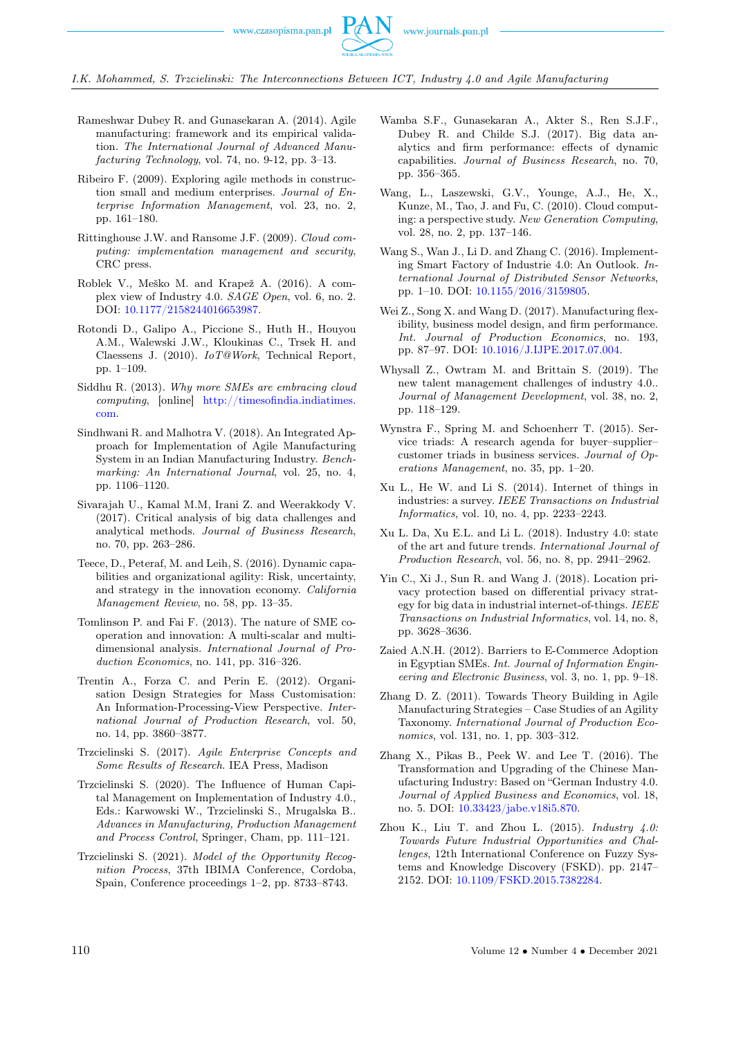Rameshwar Dubey R. and Gunasekaran A. (2014). Agile manufacturing: framework and its empirical validation. *The International Journal of Advanced Manufacturing Technology*, vol. 74, no. 9-12, pp. 3–13.

Ribeiro F. (2009). Exploring agile methods in construction small and medium enterprises. *Journal of Enterprise Information Management*, vol. 23, no. 2, pp. 161–180.

Rittinghouse J.W. and Ransome J.F. (2009). *Cloud computing: implementation management and security*, CRC press.

Roblek V., Meško M. and Krapež A. (2016). A complex view of Industry 4.0. *SAGE Open*, vol. 6, no. 2. DOI: 10.1177/2158244016653987.

Rotondi D., Galipo A., Piccione S., Huth H., Houyou A.M., Walewski J.W., Kloukinas C., Trsek H. and Claessens J. (2010). *IoT@Work*, Technical Report, pp. 1–109.

Siddhu R. (2013). *Why more SMEs are embracing cloud computing*, [online] http://timesofindia.indiatimes.com.

Sindhwani R. and Malhotra V. (2018). An Integrated Approach for Implementation of Agile Manufacturing System in an Indian Manufacturing Industry. *Benchmarking: An International Journal*, vol. 25, no. 4, pp. 1106–1120.

Sivarajah U., Kamal M.M, Irani Z. and Weerakkody V. (2017). Critical analysis of big data challenges and analytical methods. *Journal of Business Research*, no. 70, pp. 263–286.

Teece, D., Peteraf, M. and Leih, S. (2016). Dynamic capabilities and organizational agility: Risk, uncertainty, and strategy in the innovation economy. *California Management Review*, no. 58, pp. 13–35.

Tomlinson P. and Fai F. (2013). The nature of SME cooperation and innovation: A multi-scalar and multi-dimensional analysis. *International Journal of Production Economics*, no. 141, pp. 316–326.

Trentin A., Forza C. and Perin E. (2012). Organisation Design Strategies for Mass Customisation: An Information-Processing-View Perspective. *International Journal of Production Research*, vol. 50, no. 14, pp. 3860–3877.

Trzcielinski S. (2017). *Agile Enterprise Concepts and Some Results of Research*. IEA Press, Madison

Trzcielinski S. (2020). The Influence of Human Capital Management on Implementation of Industry 4.0., Eds.: Karwowski W., Trzcielinski S., Mrugalska B.. *Advances in Manufacturing, Production Management and Process Control*, Springer, Cham, pp. 111–121.

Trzcielinski S. (2021). *Model of the Opportunity Recognition Process*, 37th IBIMA Conference, Cordoba, Spain, Conference proceedings 1–2, pp. 8733–8743.

Wamba S.F., Gunasekaran A., Akter S., Ren S.J.F., Dubey R. and Childe S.J. (2017). Big data analytics and firm performance: effects of dynamic capabilities. *Journal of Business Research*, no. 70, pp. 356–365.

Wang, L., Laszewski, G.V., Younge, A.J., He, X., Kunze, M., Tao, J. and Fu, C. (2010). Cloud computing: a perspective study. *New Generation Computing*, vol. 28, no. 2, pp. 137–146.

Wang S., Wan J., Li D. and Zhang C. (2016). Implementing Smart Factory of Industrie 4.0: An Outlook. *International Journal of Distributed Sensor Networks*, pp. 1–10. DOI: 10.1155/2016/3159805.

Wei Z., Song X. and Wang D. (2017). Manufacturing flexibility, business model design, and firm performance. *Int. Journal of Production Economics*, no. 193, pp. 87–97. DOI: 10.1016/J.IJPE.2017.07.004.

Whysall Z., Owtram M. and Brittain S. (2019). The new talent management challenges of industry 4.0.. *Journal of Management Development*, vol. 38, no. 2, pp. 118–129.

Wynstra F., Spring M. and Schoenherr T. (2015). Service triads: A research agenda for buyer–supplier–customer triads in business services. *Journal of Operations Management*, no. 35, pp. 1–20.

Xu L., He W. and Li S. (2014). Internet of things in industries: a survey. *IEEE Transactions on Industrial Informatics*, vol. 10, no. 4, pp. 2233–2243.

Xu L. Da, Xu E.L. and Li L. (2018). Industry 4.0: state of the art and future trends. *International Journal of Production Research*, vol. 56, no. 8, pp. 2941–2962.

Yin C., Xi J., Sun R. and Wang J. (2018). Location privacy protection based on differential privacy strategy for big data in industrial internet-of-things. *IEEE Transactions on Industrial Informatics*, vol. 14, no. 8, pp. 3628–3636.

Zaied A.N.H. (2012). Barriers to E-Commerce Adoption in Egyptian SMEs. *Int. Journal of Information Engineering and Electronic Business*, vol. 3, no. 1, pp. 9–18.

Zhang D. Z. (2011). Towards Theory Building in Agile Manufacturing Strategies – Case Studies of an Agility Taxonomy. *International Journal of Production Economics*, vol. 131, no. 1, pp. 303–312.

Zhang X., Pikas B., Peek W. and Lee T. (2016). The Transformation and Upgrading of the Chinese Manufacturing Industry: Based on "German Industry 4.0. *Journal of Applied Business and Economics*, vol. 18, no. 5. DOI: 10.33423/jabe.v18i5.870.

Zhou K., Liu T. and Zhou L. (2015). *Industry 4.0: Towards Future Industrial Opportunities and Challenges*, 12th International Conference on Fuzzy Systems and Knowledge Discovery (FSKD). pp. 2147–2152. DOI: 10.1109/FSKD.2015.7382284.